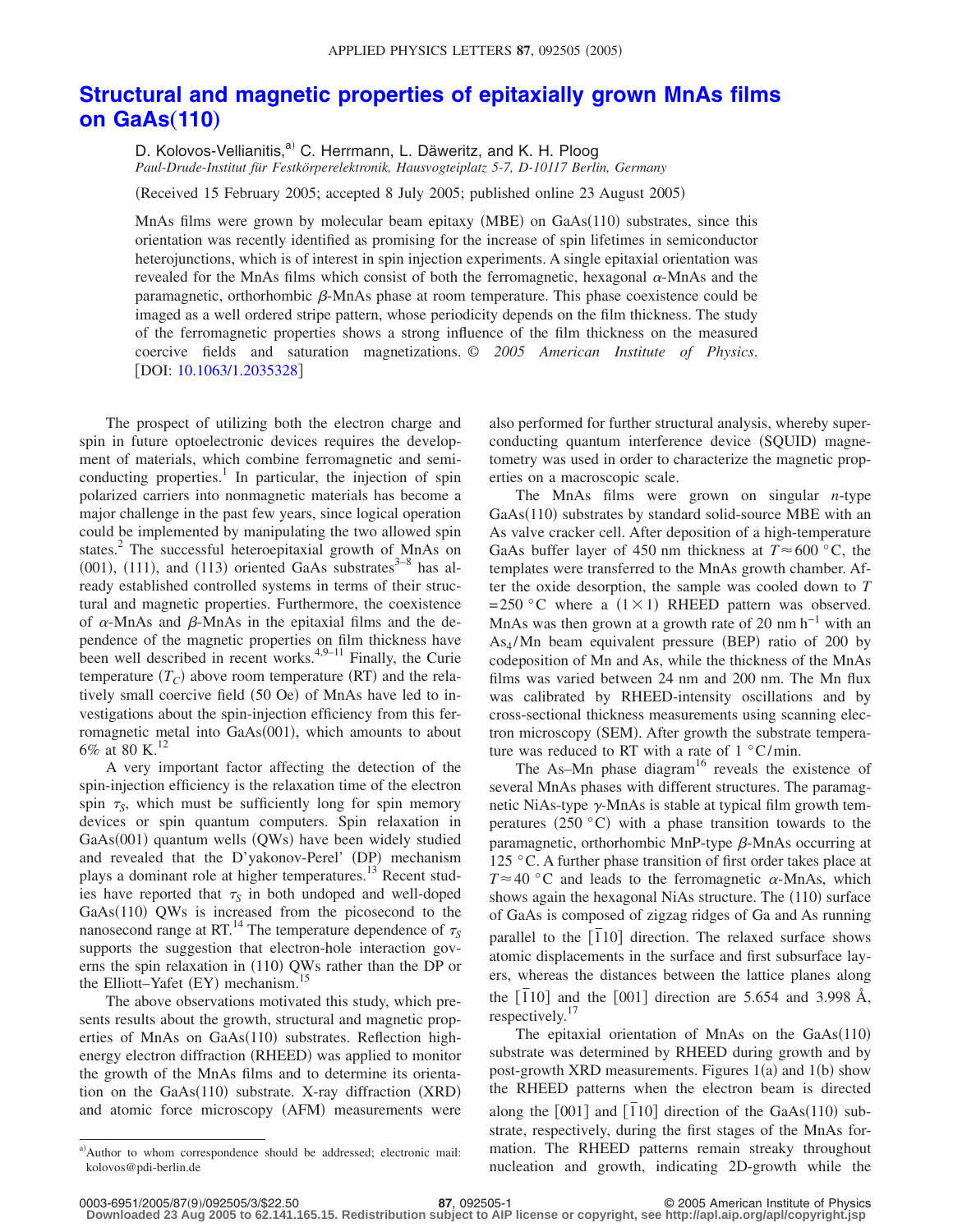# Structural and magnetic properties of epitaxially grown MnAs films on GaAs(110)

D. Kolovos-Vellianitis,[a] C. Herrmann, L. Däweritz, and K. H. Ploog

*Paul-Drude-Institut für Festkörperelektronik, Hausvogteiplatz 5-7, D-10117 Berlin, Germany*

(Received 15 February 2005; accepted 8 July 2005; published online 23 August 2005)

MnAs films were grown by molecular beam epitaxy (MBE) on GaAs(110) substrates, since this orientation was recently identified as promising for the increase of spin lifetimes in semiconductor heterojunctions, which is of interest in spin injection experiments. A single epitaxial orientation was revealed for the MnAs films which consist of both the ferromagnetic, hexagonal $\alpha$-MnAs and the paramagnetic, orthorhombic $\beta$-MnAs phase at room temperature. This phase coexistence could be imaged as a well ordered stripe pattern, whose periodicity depends on the film thickness. The study of the ferromagnetic properties shows a strong influence of the film thickness on the measured coercive fields and saturation magnetizations. © *2005 American Institute of Physics*. [DOI: 10.1063/1.2035328]

The prospect of utilizing both the electron charge and spin in future optoelectronic devices requires the development of materials, which combine ferromagnetic and semiconducting properties.[1] In particular, the injection of spin polarized carriers into nonmagnetic materials has become a major challenge in the past few years, since logical operation could be implemented by manipulating the two allowed spin states.[2] The successful heteroepitaxial growth of MnAs on (001), (111), and (113) oriented GaAs substrates[3–8] has already established controlled systems in terms of their structural and magnetic properties. Furthermore, the coexistence of $\alpha$-MnAs and $\beta$-MnAs in the epitaxial films and the dependence of the magnetic properties on film thickness have been well described in recent works.[4,9–11] Finally, the Curie temperature ($T_C$) above room temperature (RT) and the relatively small coercive field (50 Oe) of MnAs have led to investigations about the spin-injection efficiency from this ferromagnetic metal into GaAs(001), which amounts to about 6% at 80 K.[12]

A very important factor affecting the detection of the spin-injection efficiency is the relaxation time of the electron spin $\tau_S$, which must be sufficiently long for spin memory devices or spin quantum computers. Spin relaxation in GaAs(001) quantum wells (QWs) have been widely studied and revealed that the D'yakonov-Perel' (DP) mechanism plays a dominant role at higher temperatures.[13] Recent studies have reported that $\tau_S$ in both undoped and well-doped GaAs(110) QWs is increased from the picosecond to the nanosecond range at RT.[14] The temperature dependence of $\tau_S$ supports the suggestion that electron-hole interaction governs the spin relaxation in (110) QWs rather than the DP or the Elliott–Yafet (EY) mechanism.[15]

The above observations motivated this study, which presents results about the growth, structural and magnetic properties of MnAs on GaAs(110) substrates. Reflection high-energy electron diffraction (RHEED) was applied to monitor the growth of the MnAs films and to determine its orientation on the GaAs(110) substrate. X-ray diffraction (XRD) and atomic force microscopy (AFM) measurements were also performed for further structural analysis, whereby superconducting quantum interference device (SQUID) magnetometry was used in order to characterize the magnetic properties on a macroscopic scale.

The MnAs films were grown on singular $n$-type GaAs(110) substrates by standard solid-source MBE with an As valve cracker cell. After deposition of a high-temperature GaAs buffer layer of 450 nm thickness at $T \approx 600$ °C, the templates were transferred to the MnAs growth chamber. After the oxide desorption, the sample was cooled down to $T = 250$ °C where a $(1 \times 1)$ RHEED pattern was observed. MnAs was then grown at a growth rate of 20 nm h$^{-1}$ with an $As_4$/Mn beam equivalent pressure (BEP) ratio of 200 by codeposition of Mn and As, while the thickness of the MnAs films was varied between 24 nm and 200 nm. The Mn flux was calibrated by RHEED-intensity oscillations and by cross-sectional thickness measurements using scanning electron microscopy (SEM). After growth the substrate temperature was reduced to RT with a rate of 1 °C/min.

The As–Mn phase diagram[16] reveals the existence of several MnAs phases with different structures. The paramagnetic NiAs-type $\gamma$-MnAs is stable at typical film growth temperatures (250 °C) with a phase transition towards to the paramagnetic, orthorhombic MnP-type $\beta$-MnAs occurring at 125 °C. A further phase transition of first order takes place at $T \approx 40$ °C and leads to the ferromagnetic $\alpha$-MnAs, which shows again the hexagonal NiAs structure. The (110) surface of GaAs is composed of zigzag ridges of Ga and As running parallel to the $[\bar{1}10]$ direction. The relaxed surface shows atomic displacements in the surface and first subsurface layers, whereas the distances between the lattice planes along the $[\bar{1}10]$ and the [001] direction are 5.654 and 3.998 Å, respectively.[17]

The epitaxial orientation of MnAs on the GaAs(110) substrate was determined by RHEED during growth and by post-growth XRD measurements. Figures 1(a) and 1(b) show the RHEED patterns when the electron beam is directed along the [001] and $[\bar{1}10]$ direction of the GaAs(110) substrate, respectively, during the first stages of the MnAs formation. The RHEED patterns remain streaky throughout nucleation and growth, indicating 2D-growth while the

[a]Author to whom correspondence should be addressed; electronic mail: kolovos@pdi-berlin.de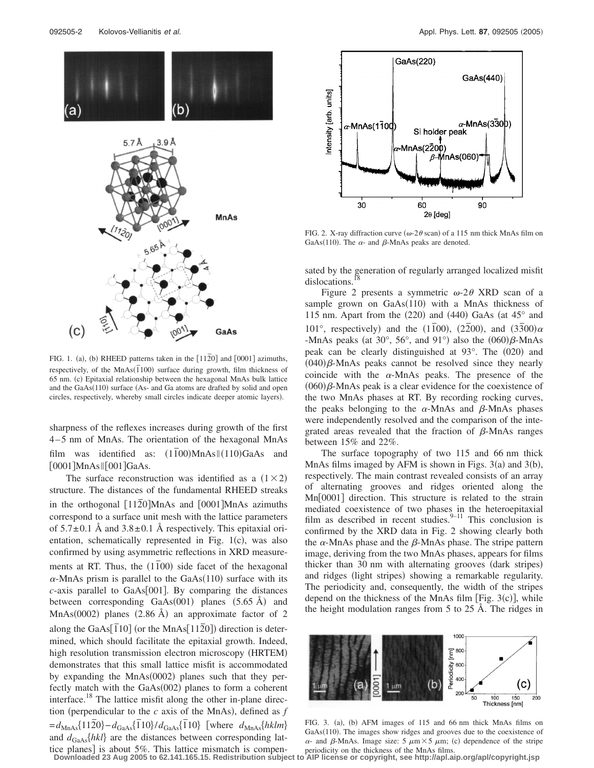FIG. 1. (a), (b) RHEED patterns taken in the $[11\bar{2}0]$ and $[0001]$ azimuths, respectively, of the MnAs$(\bar{1}100)$ surface during growth, film thickness of 65 nm. (c) Epitaxial relationship between the hexagonal MnAs bulk lattice and the GaAs(110) surface (As- and Ga atoms are drafted by solid and open circles, respectively, whereby small circles indicate deeper atomic layers).

sharpness of the reflexes increases during growth of the first 4–5 nm of MnAs. The orientation of the hexagonal MnAs film was identified as: $(1\bar{1}00)$MnAs$\|$(110)GaAs and $[0001]$MnAs$\|$$[001]$GaAs.

The surface reconstruction was identified as a $(1\times 2)$ structure. The distances of the fundamental RHEED streaks in the orthogonal $[11\bar{2}0]$MnAs and $[0001]$MnAs azimuths correspond to a surface unit mesh with the lattice parameters of $5.7\pm 0.1$ Å and $3.8\pm 0.1$ Å respectively. This epitaxial orientation, schematically represented in Fig. 1(c), was also confirmed by using asymmetric reflections in XRD measurements at RT. Thus, the $(1\bar{1}00)$ side facet of the hexagonal $\alpha$-MnAs prism is parallel to the GaAs(110) surface with its $c$-axis parallel to GaAs$[001]$. By comparing the distances between corresponding GaAs(001) planes (5.65 Å) and MnAs(0002) planes (2.86 Å) an approximate factor of 2 along the GaAs$[\bar{1}10]$ (or the MnAs$[\bar{1}\bar{1}20]$) direction is determined, which should facilitate the epitaxial growth. Indeed, high resolution transmission electron microscopy (HRTEM) demonstrates that this small lattice misfit is accommodated by expanding the MnAs(0002) planes such that they perfectly match with the GaAs(002) planes to form a coherent interface.[18] The lattice misfit along the other in-plane direction (perpendicular to the $c$ axis of the MnAs), defined as $f = d_{\mathrm{MnAs}}\{11\bar{2}0\} - d_{\mathrm{GaAs}}\{\bar{1}10\}/d_{\mathrm{GaAs}}\{\bar{1}10\}$ [where $d_{\mathrm{MnAs}}\{hklm\}$ and $d_{\mathrm{GaAs}}\{hkl\}$ are the distances between corresponding lattice planes] is about 5%. This lattice mismatch is compensated by the generation of regularly arranged localized misfit dislocations.[18]

FIG. 2. X-ray diffraction curve ($\omega$-$2\theta$ scan) of a 115 nm thick MnAs film on GaAs(110). The $\alpha$- and $\beta$-MnAs peaks are denoted.

Figure 2 presents a symmetric $\omega$-$2\theta$ XRD scan of a sample grown on GaAs(110) with a MnAs thickness of 115 nm. Apart from the (220) and (440) GaAs (at 45° and 101°, respectively) and the $(1\bar{1}00)$, $(2\bar{2}00)$, and $(3\bar{3}00)\alpha$-MnAs peaks (at 30°, 56°, and 91°) also the $(060)\beta$-MnAs peak can be clearly distinguished at 93°. The (020) and $(040)\beta$-MnAs peaks cannot be resolved since they nearly coincide with the $\alpha$-MnAs peaks. The presence of the $(060)\beta$-MnAs peak is a clear evidence for the coexistence of the two MnAs phases at RT. By recording rocking curves, the peaks belonging to the $\alpha$-MnAs and $\beta$-MnAs phases were independently resolved and the comparison of the integrated areas revealed that the fraction of $\beta$-MnAs ranges between 15% and 22%.

The surface topography of two 115 and 66 nm thick MnAs films imaged by AFM is shown in Figs. 3(a) and 3(b), respectively. The main contrast revealed consists of an array of alternating grooves and ridges oriented along the Mn$[0001]$ direction. This structure is related to the strain mediated coexistence of two phases in the heteroepitaxial film as described in recent studies.[9–11] This conclusion is confirmed by the XRD data in Fig. 2 showing clearly both the $\alpha$-MnAs phase and the $\beta$-MnAs phase. The stripe pattern image, deriving from the two MnAs phases, appears for films thicker than 30 nm with alternating grooves (dark stripes) and ridges (light stripes) showing a remarkable regularity. The periodicity and, consequently, the width of the stripes depend on the thickness of the MnAs film [Fig. 3(c)], while the height modulation ranges from 5 to 25 Å. The ridges in

FIG. 3. (a), (b) AFM images of 115 and 66 nm thick MnAs films on GaAs(110). The images show ridges and grooves due to the coexistence of $\alpha$- and $\beta$-MnAs. Image size: 5 $\mu$m $\times$ 5 $\mu$m; (c) dependence of the stripe periodicity on the thickness of the MnAs films.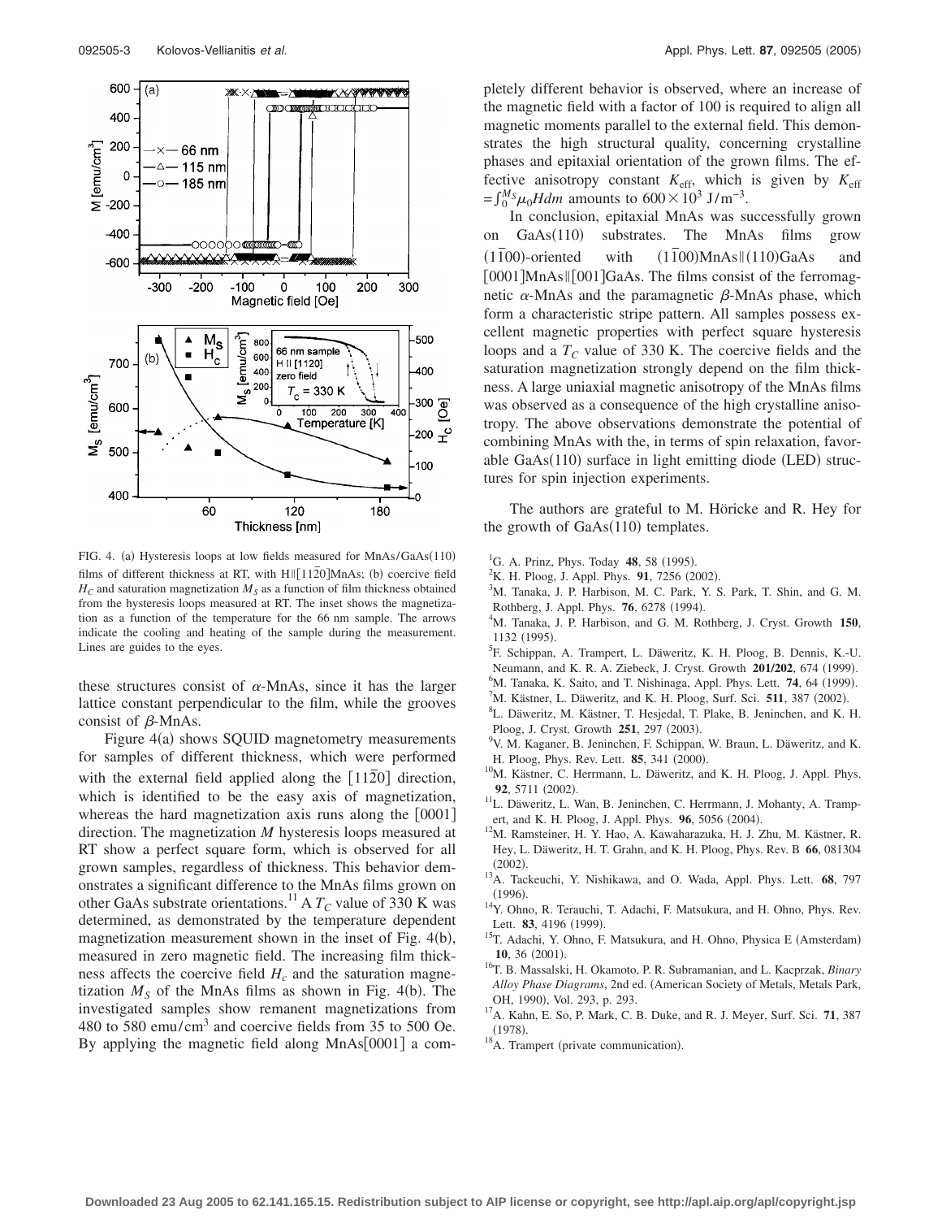(a)

M [emu/cm³]

66 nm

115 nm

185 nm

Magnetic field [Oe]

(b)

$M_S$

$H_C$

66 nm sample

H || [11$\bar{2}$0]

zero field

$T_C$ = 330 K

Temperature [K]

$M_S$ [emu/cm³]

$H_C$ [Oe]

Thickness [nm]

FIG. 4. (a) Hysteresis loops at low fields measured for MnAs/GaAs(110) films of different thickness at RT, with H∥[11$\bar{2}$0]MnAs; (b) coercive field $H_C$ and saturation magnetization $M_S$ as a function of film thickness obtained from the hysteresis loops measured at RT. The inset shows the magnetization as a function of the temperature for the 66 nm sample. The arrows indicate the cooling and heating of the sample during the measurement. Lines are guides to the eyes.

these structures consist of $\alpha$-MnAs, since it has the larger lattice constant perpendicular to the film, while the grooves consist of $\beta$-MnAs.

Figure 4(a) shows SQUID magnetometry measurements for samples of different thickness, which were performed with the external field applied along the [11$\bar{2}$0] direction, which is identified to be the easy axis of magnetization, whereas the hard magnetization axis runs along the [0001] direction. The magnetization $M$ hysteresis loops measured at RT show a perfect square form, which is observed for all grown samples, regardless of thickness. This behavior demonstrates a significant difference to the MnAs films grown on other GaAs substrate orientations.[11] A $T_C$ value of 330 K was determined, as demonstrated by the temperature dependent magnetization measurement shown in the inset of Fig. 4(b), measured in zero magnetic field. The increasing film thickness affects the coercive field $H_c$ and the saturation magnetization $M_S$ of the MnAs films as shown in Fig. 4(b). The investigated samples show remanent magnetizations from 480 to 580 emu/cm³ and coercive fields from 35 to 500 Oe. By applying the magnetic field along MnAs[0001] a completely different behavior is observed, where an increase of the magnetic field with a factor of 100 is required to align all magnetic moments parallel to the external field. This demonstrates the high structural quality, concerning crystalline phases and epitaxial orientation of the grown films. The effective anisotropy constant $K_{\text{eff}}$, which is given by $K_{\text{eff}} = \int_0^{M_S} \mu_0 H dm$ amounts to $600 \times 10^3$ J/m$^{-3}$.

In conclusion, epitaxial MnAs was successfully grown on GaAs(110) substrates. The MnAs films grow (1$\bar{1}$00)-oriented with (1$\bar{1}$00)MnAs∥(110)GaAs and [0001]MnAs∥[001]GaAs. The films consist of the ferromagnetic $\alpha$-MnAs and the paramagnetic $\beta$-MnAs phase, which form a characteristic stripe pattern. All samples possess excellent magnetic properties with perfect square hysteresis loops and a $T_C$ value of 330 K. The coercive fields and the saturation magnetization strongly depend on the film thickness. A large uniaxial magnetic anisotropy of the MnAs films was observed as a consequence of the high crystalline anisotropy. The above observations demonstrate the potential of combining MnAs with the, in terms of spin relaxation, favorable GaAs(110) surface in light emitting diode (LED) structures for spin injection experiments.

The authors are grateful to M. Höricke and R. Hey for the growth of GaAs(110) templates.

[1] G. A. Prinz, Phys. Today **48**, 58 (1995).
[2] K. H. Ploog, J. Appl. Phys. **91**, 7256 (2002).
[3] M. Tanaka, J. P. Harbison, M. C. Park, Y. S. Park, T. Shin, and G. M. Rothberg, J. Appl. Phys. **76**, 6278 (1994).
[4] M. Tanaka, J. P. Harbison, and G. M. Rothberg, J. Cryst. Growth **150**, 1132 (1995).
[5] F. Schippan, A. Trampert, L. Däweritz, K. H. Ploog, B. Dennis, K.-U. Neumann, and K. R. A. Ziebeck, J. Cryst. Growth **201/202**, 674 (1999).
[6] M. Tanaka, K. Saito, and T. Nishinaga, Appl. Phys. Lett. **74**, 64 (1999).
[7] M. Kästner, L. Däweritz, and K. H. Ploog, Surf. Sci. **511**, 387 (2002).
[8] L. Däweritz, M. Kästner, T. Hesjedal, T. Plake, B. Jeninchen, and K. H. Ploog, J. Cryst. Growth **251**, 297 (2003).
[9] V. M. Kaganer, B. Jeninchen, F. Schippan, W. Braun, L. Däweritz, and K. H. Ploog, Phys. Rev. Lett. **85**, 341 (2000).
[10] M. Kästner, C. Herrmann, L. Däweritz, and K. H. Ploog, J. Appl. Phys. **92**, 5711 (2002).
[11] L. Däweritz, L. Wan, B. Jeninchen, C. Herrmann, J. Mohanty, A. Trampert, and K. H. Ploog, J. Appl. Phys. **96**, 5056 (2004).
[12] M. Ramsteiner, H. Y. Hao, A. Kawaharazuka, H. J. Zhu, M. Kästner, R. Hey, L. Däweritz, H. T. Grahn, and K. H. Ploog, Phys. Rev. B **66**, 081304 (2002).
[13] A. Tackeuchi, Y. Nishikawa, and O. Wada, Appl. Phys. Lett. **68**, 797 (1996).
[14] Y. Ohno, R. Terauchi, T. Adachi, F. Matsukura, and H. Ohno, Phys. Rev. Lett. **83**, 4196 (1999).
[15] T. Adachi, Y. Ohno, F. Matsukura, and H. Ohno, Physica E (Amsterdam) **10**, 36 (2001).
[16] T. B. Massalski, H. Okamoto, P. R. Subramanian, and L. Kacprzak, *Binary Alloy Phase Diagrams*, 2nd ed. (American Society of Metals, Metals Park, OH, 1990), Vol. 293, p. 293.
[17] A. Kahn, E. So, P. Mark, C. B. Duke, and R. J. Meyer, Surf. Sci. **71**, 387 (1978).
[18] A. Trampert (private communication).